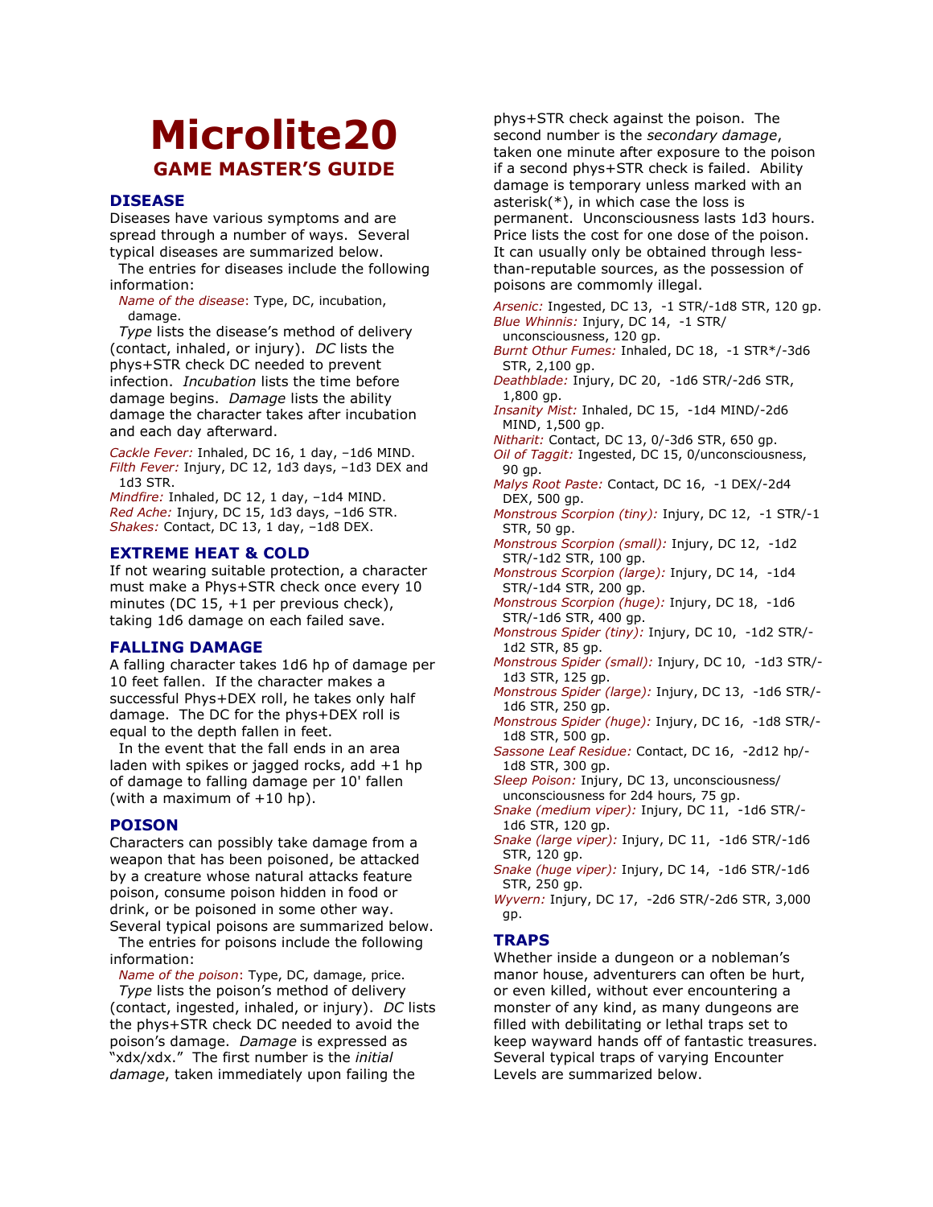# Microlite20

## GAME MASTER'S GUIDE

### DISEASE

Diseases have various symptoms and are spread through a number of ways. Several typical diseases are summarized below.

The entries for diseases include the following information:

*Name of the disease*: Type, DC, incubation, damage.

*Type* lists the disease's method of delivery (contact, inhaled, or injury). *DC* lists the phys+STR check DC needed to prevent infection. *Incubation* lists the time before damage begins. *Damage* lists the ability damage the character takes after incubation and each day afterward.

*Cackle Fever:* Inhaled, DC 16, 1 day, –1d6 MIND.
*Filth Fever:* Injury, DC 12, 1d3 days, –1d3 DEX and 1d3 STR.
*Mindfire:* Inhaled, DC 12, 1 day, –1d4 MIND.
*Red Ache:* Injury, DC 15, 1d3 days, –1d6 STR.
*Shakes:* Contact, DC 13, 1 day, –1d8 DEX.

### EXTREME HEAT & COLD

If not wearing suitable protection, a character must make a Phys+STR check once every 10 minutes (DC 15, +1 per previous check), taking 1d6 damage on each failed save.

### FALLING DAMAGE

A falling character takes 1d6 hp of damage per 10 feet fallen. If the character makes a successful Phys+DEX roll, he takes only half damage. The DC for the phys+DEX roll is equal to the depth fallen in feet.

In the event that the fall ends in an area laden with spikes or jagged rocks, add +1 hp of damage to falling damage per 10' fallen (with a maximum of +10 hp).

### POISON

Characters can possibly take damage from a weapon that has been poisoned, be attacked by a creature whose natural attacks feature poison, consume poison hidden in food or drink, or be poisoned in some other way. Several typical poisons are summarized below.

The entries for poisons include the following information:

*Name of the poison*: Type, DC, damage, price.

*Type* lists the poison's method of delivery (contact, ingested, inhaled, or injury). *DC* lists the phys+STR check DC needed to avoid the poison's damage. *Damage* is expressed as "xdx/xdx." The first number is the *initial damage*, taken immediately upon failing the phys+STR check against the poison. The second number is the *secondary damage*, taken one minute after exposure to the poison if a second phys+STR check is failed. Ability damage is temporary unless marked with an asterisk(*), in which case the loss is permanent. Unconsciousness lasts 1d3 hours. Price lists the cost for one dose of the poison. It can usually only be obtained through less-than-reputable sources, as the possession of poisons are commomly illegal.

*Arsenic:* Ingested, DC 13, -1 STR/-1d8 STR, 120 gp.
*Blue Whinnis:* Injury, DC 14, -1 STR/ unconsciousness, 120 gp.
*Burnt Othur Fumes:* Inhaled, DC 18, -1 STR*/-3d6 STR, 2,100 gp.
*Deathblade:* Injury, DC 20, -1d6 STR/-2d6 STR, 1,800 gp.
*Insanity Mist:* Inhaled, DC 15, -1d4 MIND/-2d6 MIND, 1,500 gp.
*Nitharit:* Contact, DC 13, 0/-3d6 STR, 650 gp.
*Oil of Taggit:* Ingested, DC 15, 0/unconsciousness, 90 gp.
*Malys Root Paste:* Contact, DC 16, -1 DEX/-2d4 DEX, 500 gp.
*Monstrous Scorpion (tiny):* Injury, DC 12, -1 STR/-1 STR, 50 gp.
*Monstrous Scorpion (small):* Injury, DC 12, -1d2 STR/-1d2 STR, 100 gp.
*Monstrous Scorpion (large):* Injury, DC 14, -1d4 STR/-1d4 STR, 200 gp.
*Monstrous Scorpion (huge):* Injury, DC 18, -1d6 STR/-1d6 STR, 400 gp.
*Monstrous Spider (tiny):* Injury, DC 10, -1d2 STR/-1d2 STR, 85 gp.
*Monstrous Spider (small):* Injury, DC 10, -1d3 STR/-1d3 STR, 125 gp.
*Monstrous Spider (large):* Injury, DC 13, -1d6 STR/-1d6 STR, 250 gp.
*Monstrous Spider (huge):* Injury, DC 16, -1d8 STR/-1d8 STR, 500 gp.
*Sassone Leaf Residue:* Contact, DC 16, -2d12 hp/-1d8 STR, 300 gp.
*Sleep Poison:* Injury, DC 13, unconsciousness/ unconsciousness for 2d4 hours, 75 gp.
*Snake (medium viper):* Injury, DC 11, -1d6 STR/-1d6 STR, 120 gp.
*Snake (large viper):* Injury, DC 11, -1d6 STR/-1d6 STR, 120 gp.
*Snake (huge viper):* Injury, DC 14, -1d6 STR/-1d6 STR, 250 gp.
*Wyvern:* Injury, DC 17, -2d6 STR/-2d6 STR, 3,000 gp.

### TRAPS

Whether inside a dungeon or a nobleman's manor house, adventurers can often be hurt, or even killed, without ever encountering a monster of any kind, as many dungeons are filled with debilitating or lethal traps set to keep wayward hands off of fantastic treasures. Several typical traps of varying Encounter Levels are summarized below.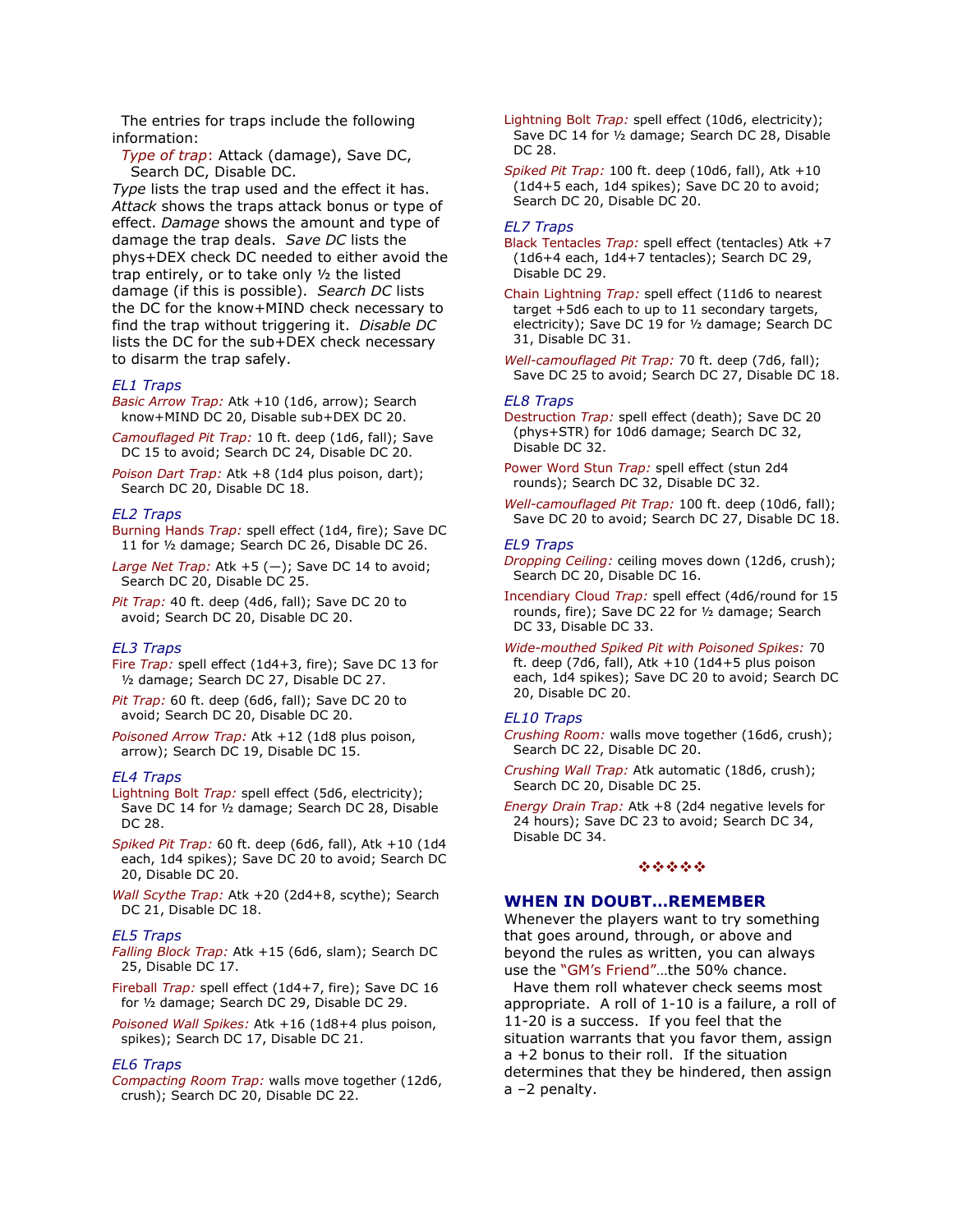The entries for traps include the following information:

*Type of trap*: Attack (damage), Save DC, Search DC, Disable DC.

*Type* lists the trap used and the effect it has. *Attack* shows the traps attack bonus or type of effect. *Damage* shows the amount and type of damage the trap deals. *Save DC* lists the phys+DEX check DC needed to either avoid the trap entirely, or to take only ½ the listed damage (if this is possible). *Search DC* lists the DC for the know+MIND check necessary to find the trap without triggering it. *Disable DC* lists the DC for the sub+DEX check necessary to disarm the trap safely.

### *EL1 Traps*

*Basic Arrow Trap:* Atk +10 (1d6, arrow); Search know+MIND DC 20, Disable sub+DEX DC 20.

*Camouflaged Pit Trap:* 10 ft. deep (1d6, fall); Save DC 15 to avoid; Search DC 24, Disable DC 20.

*Poison Dart Trap:* Atk +8 (1d4 plus poison, dart); Search DC 20, Disable DC 18.

### *EL2 Traps*

Burning Hands *Trap:* spell effect (1d4, fire); Save DC 11 for ½ damage; Search DC 26, Disable DC 26.

*Large Net Trap:* Atk +5 (—); Save DC 14 to avoid; Search DC 20, Disable DC 25.

*Pit Trap:* 40 ft. deep (4d6, fall); Save DC 20 to avoid; Search DC 20, Disable DC 20.

### *EL3 Traps*

Fire *Trap:* spell effect (1d4+3, fire); Save DC 13 for ½ damage; Search DC 27, Disable DC 27.

*Pit Trap:* 60 ft. deep (6d6, fall); Save DC 20 to avoid; Search DC 20, Disable DC 20.

*Poisoned Arrow Trap:* Atk +12 (1d8 plus poison, arrow); Search DC 19, Disable DC 15.

### *EL4 Traps*

Lightning Bolt *Trap:* spell effect (5d6, electricity); Save DC 14 for ½ damage; Search DC 28, Disable DC 28.

*Spiked Pit Trap:* 60 ft. deep (6d6, fall), Atk +10 (1d4 each, 1d4 spikes); Save DC 20 to avoid; Search DC 20, Disable DC 20.

*Wall Scythe Trap:* Atk +20 (2d4+8, scythe); Search DC 21, Disable DC 18.

### *EL5 Traps*

*Falling Block Trap:* Atk +15 (6d6, slam); Search DC 25, Disable DC 17.

Fireball *Trap:* spell effect (1d4+7, fire); Save DC 16 for ½ damage; Search DC 29, Disable DC 29.

*Poisoned Wall Spikes:* Atk +16 (1d8+4 plus poison, spikes); Search DC 17, Disable DC 21.

### *EL6 Traps*

*Compacting Room Trap:* walls move together (12d6, crush); Search DC 20, Disable DC 22.

Lightning Bolt *Trap:* spell effect (10d6, electricity); Save DC 14 for ½ damage; Search DC 28, Disable DC 28.

*Spiked Pit Trap:* 100 ft. deep (10d6, fall), Atk +10 (1d4+5 each, 1d4 spikes); Save DC 20 to avoid; Search DC 20, Disable DC 20.

### *EL7 Traps*

Black Tentacles *Trap:* spell effect (tentacles) Atk +7 (1d6+4 each, 1d4+7 tentacles); Search DC 29, Disable DC 29.

Chain Lightning *Trap:* spell effect (11d6 to nearest target +5d6 each to up to 11 secondary targets, electricity); Save DC 19 for ½ damage; Search DC 31, Disable DC 31.

*Well-camouflaged Pit Trap:* 70 ft. deep (7d6, fall); Save DC 25 to avoid; Search DC 27, Disable DC 18.

### *EL8 Traps*

Destruction *Trap:* spell effect (death); Save DC 20 (phys+STR) for 10d6 damage; Search DC 32, Disable DC 32.

Power Word Stun *Trap:* spell effect (stun 2d4 rounds); Search DC 32, Disable DC 32.

*Well-camouflaged Pit Trap:* 100 ft. deep (10d6, fall); Save DC 20 to avoid; Search DC 27, Disable DC 18.

### *EL9 Traps*

*Dropping Ceiling:* ceiling moves down (12d6, crush); Search DC 20, Disable DC 16.

Incendiary Cloud *Trap:* spell effect (4d6/round for 15 rounds, fire); Save DC 22 for ½ damage; Search DC 33, Disable DC 33.

*Wide-mouthed Spiked Pit with Poisoned Spikes:* 70 ft. deep (7d6, fall), Atk +10 (1d4+5 plus poison each, 1d4 spikes); Save DC 20 to avoid; Search DC 20, Disable DC 20.

### *EL10 Traps*

*Crushing Room:* walls move together (16d6, crush); Search DC 22, Disable DC 20.

*Crushing Wall Trap:* Atk automatic (18d6, crush); Search DC 20, Disable DC 25.

*Energy Drain Trap:* Atk +8 (2d4 negative levels for 24 hours); Save DC 23 to avoid; Search DC 34, Disable DC 34.

❖❖❖❖❖

## WHEN IN DOUBT…REMEMBER

Whenever the players want to try something that goes around, through, or above and beyond the rules as written, you can always use the "GM's Friend"…the 50% chance.

Have them roll whatever check seems most appropriate. A roll of 1-10 is a failure, a roll of 11-20 is a success. If you feel that the situation warrants that you favor them, assign a +2 bonus to their roll. If the situation determines that they be hindered, then assign a –2 penalty.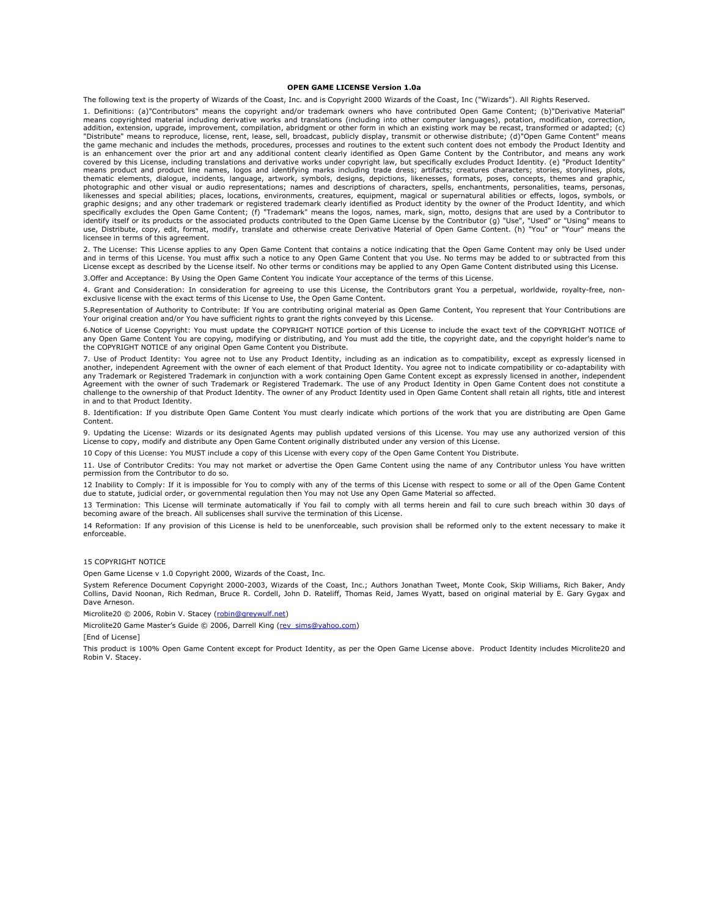**OPEN GAME LICENSE Version 1.0a**

The following text is the property of Wizards of the Coast, Inc. and is Copyright 2000 Wizards of the Coast, Inc ("Wizards"). All Rights Reserved.

1. Definitions: (a)"Contributors" means the copyright and/or trademark owners who have contributed Open Game Content; (b)"Derivative Material" means copyrighted material including derivative works and translations (including into other computer languages), potation, modification, correction, addition, extension, upgrade, improvement, compilation, abridgment or other form in which an existing work may be recast, transformed or adapted; (c) "Distribute" means to reproduce, license, rent, lease, sell, broadcast, publicly display, transmit or otherwise distribute; (d)"Open Game Content" means the game mechanic and includes the methods, procedures, processes and routines to the extent such content does not embody the Product Identity and is an enhancement over the prior art and any additional content clearly identified as Open Game Content by the Contributor, and means any work covered by this License, including translations and derivative works under copyright law, but specifically excludes Product Identity. (e) "Product Identity" means product and product line names, logos and identifying marks including trade dress; artifacts; creatures characters; stories, storylines, plots, thematic elements, dialogue, incidents, language, artwork, symbols, designs, depictions, likenesses, formats, poses, concepts, themes and graphic, photographic and other visual or audio representations; names and descriptions of characters, spells, enchantments, personalities, teams, personas, likenesses and special abilities; places, locations, environments, creatures, equipment, magical or supernatural abilities or effects, logos, symbols, or graphic designs; and any other trademark or registered trademark clearly identified as Product identity by the owner of the Product Identity, and which specifically excludes the Open Game Content; (f) "Trademark" means the logos, names, mark, sign, motto, designs that are used by a Contributor to identify itself or its products or the associated products contributed to the Open Game License by the Contributor (g) "Use", "Used" or "Using" means to use, Distribute, copy, edit, format, modify, translate and otherwise create Derivative Material of Open Game Content. (h) "You" or "Your" means the licensee in terms of this agreement.

2. The License: This License applies to any Open Game Content that contains a notice indicating that the Open Game Content may only be Used under and in terms of this License. You must affix such a notice to any Open Game Content that you Use. No terms may be added to or subtracted from this License except as described by the License itself. No other terms or conditions may be applied to any Open Game Content distributed using this License.

3.Offer and Acceptance: By Using the Open Game Content You indicate Your acceptance of the terms of this License.

4. Grant and Consideration: In consideration for agreeing to use this License, the Contributors grant You a perpetual, worldwide, royalty-free, non-exclusive license with the exact terms of this License to Use, the Open Game Content.

5.Representation of Authority to Contribute: If You are contributing original material as Open Game Content, You represent that Your Contributions are Your original creation and/or You have sufficient rights to grant the rights conveyed by this License.

6.Notice of License Copyright: You must update the COPYRIGHT NOTICE portion of this License to include the exact text of the COPYRIGHT NOTICE of any Open Game Content You are copying, modifying or distributing, and You must add the title, the copyright date, and the copyright holder's name to the COPYRIGHT NOTICE of any original Open Game Content you Distribute.

7. Use of Product Identity: You agree not to Use any Product Identity, including as an indication as to compatibility, except as expressly licensed in another, independent Agreement with the owner of each element of that Product Identity. You agree not to indicate compatibility or co-adaptability with any Trademark or Registered Trademark in conjunction with a work containing Open Game Content except as expressly licensed in another, independent Agreement with the owner of such Trademark or Registered Trademark. The use of any Product Identity in Open Game Content does not constitute a challenge to the ownership of that Product Identity. The owner of any Product Identity used in Open Game Content shall retain all rights, title and interest in and to that Product Identity.

8. Identification: If you distribute Open Game Content You must clearly indicate which portions of the work that you are distributing are Open Game Content.

9. Updating the License: Wizards or its designated Agents may publish updated versions of this License. You may use any authorized version of this License to copy, modify and distribute any Open Game Content originally distributed under any version of this License.

10 Copy of this License: You MUST include a copy of this License with every copy of the Open Game Content You Distribute.

11. Use of Contributor Credits: You may not market or advertise the Open Game Content using the name of any Contributor unless You have written permission from the Contributor to do so.

12 Inability to Comply: If it is impossible for You to comply with any of the terms of this License with respect to some or all of the Open Game Content due to statute, judicial order, or governmental regulation then You may not Use any Open Game Material so affected.

13 Termination: This License will terminate automatically if You fail to comply with all terms herein and fail to cure such breach within 30 days of becoming aware of the breach. All sublicenses shall survive the termination of this License.

14 Reformation: If any provision of this License is held to be unenforceable, such provision shall be reformed only to the extent necessary to make it enforceable.

15 COPYRIGHT NOTICE

Open Game License v 1.0 Copyright 2000, Wizards of the Coast, Inc.

System Reference Document Copyright 2000-2003, Wizards of the Coast, Inc.; Authors Jonathan Tweet, Monte Cook, Skip Williams, Rich Baker, Andy Collins, David Noonan, Rich Redman, Bruce R. Cordell, John D. Rateliff, Thomas Reid, James Wyatt, based on original material by E. Gary Gygax and Dave Arneson.

Microlite20 © 2006, Robin V. Stacey (robin@greywulf.net)

Microlite20 Game Master's Guide © 2006, Darrell King (rev_sims@yahoo.com)

[End of License]

This product is 100% Open Game Content except for Product Identity, as per the Open Game License above. Product Identity includes Microlite20 and Robin V. Stacey.